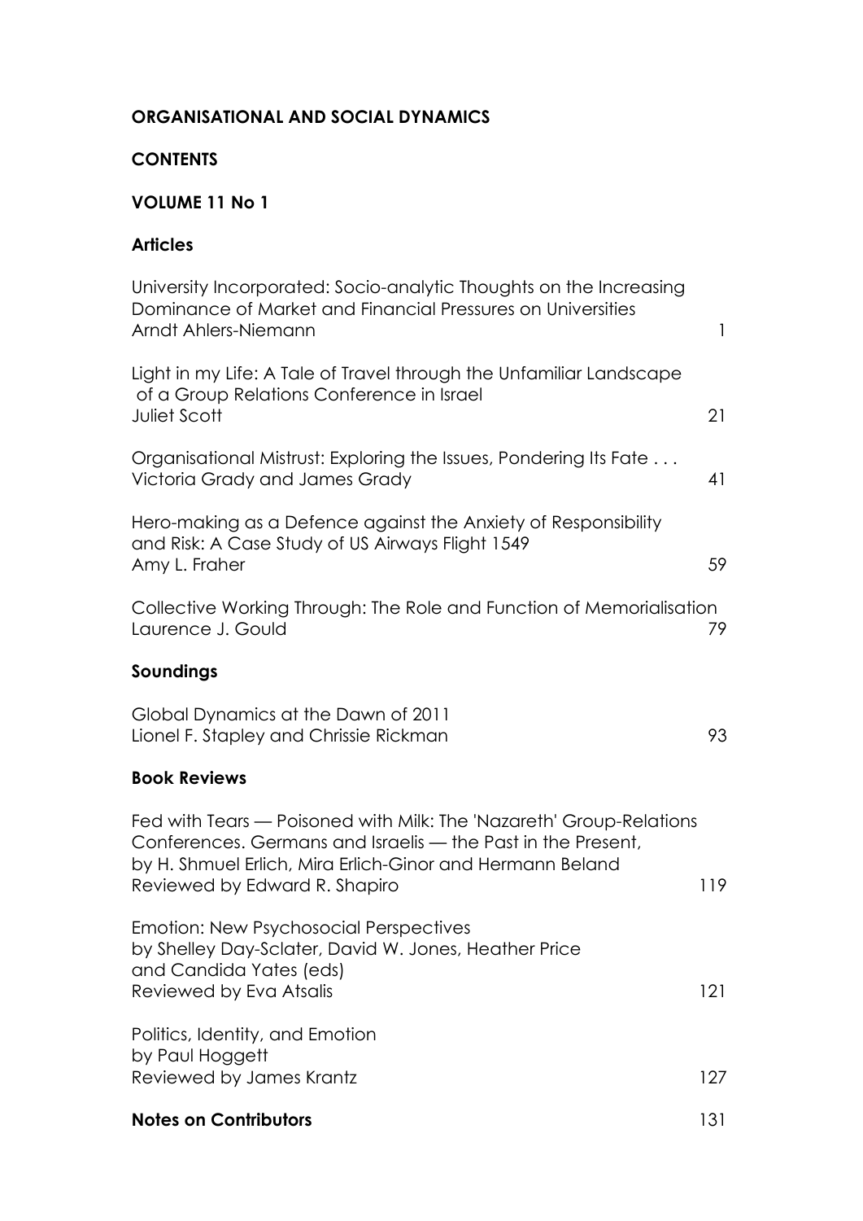# ORGANISATIONAL AND SOCIAL DYNAMICS

## CONTENTS

## VOLUME 11 No 1

### Articles

University Incorporated: Socio-analytic Thoughts on the Increasing Dominance of Market and Financial Pressures on Universities
Arndt Ahlers-Niemann — 1

Light in my Life: A Tale of Travel through the Unfamiliar Landscape of a Group Relations Conference in Israel
Juliet Scott — 21

Organisational Mistrust: Exploring the Issues, Pondering Its Fate . . .
Victoria Grady and James Grady — 41

Hero-making as a Defence against the Anxiety of Responsibility and Risk: A Case Study of US Airways Flight 1549
Amy L. Fraher — 59

Collective Working Through: The Role and Function of Memorialisation
Laurence J. Gould — 79

### Soundings

Global Dynamics at the Dawn of 2011
Lionel F. Stapley and Chrissie Rickman — 93

### Book Reviews

Fed with Tears — Poisoned with Milk: The 'Nazareth' Group-Relations Conferences. Germans and Israelis — the Past in the Present, by H. Shmuel Erlich, Mira Erlich-Ginor and Hermann Beland
Reviewed by Edward R. Shapiro — 119

Emotion: New Psychosocial Perspectives by Shelley Day-Sclater, David W. Jones, Heather Price and Candida Yates (eds)
Reviewed by Eva Atsalis — 121

Politics, Identity, and Emotion by Paul Hoggett
Reviewed by James Krantz — 127

### Notes on Contributors — 131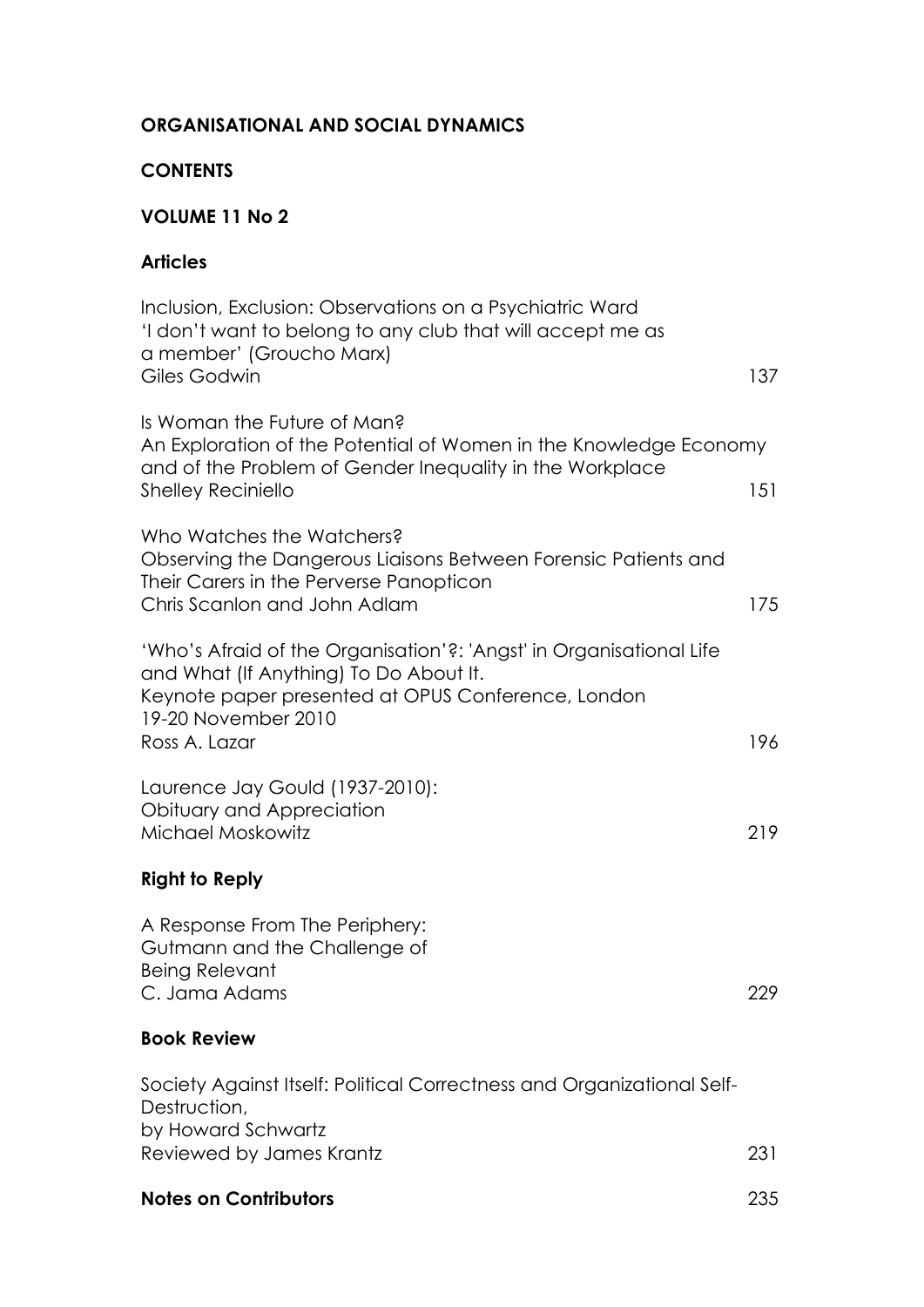**ORGANISATIONAL AND SOCIAL DYNAMICS**

**CONTENTS**

**VOLUME 11 No 2**

**Articles**

Inclusion, Exclusion: Observations on a Psychiatric Ward
'I don't want to belong to any club that will accept me as a member' (Groucho Marx)
Giles Godwin — 137

Is Woman the Future of Man?
An Exploration of the Potential of Women in the Knowledge Economy and of the Problem of Gender Inequality in the Workplace
Shelley Reciniello — 151

Who Watches the Watchers?
Observing the Dangerous Liaisons Between Forensic Patients and Their Carers in the Perverse Panopticon
Chris Scanlon and John Adlam — 175

'Who's Afraid of the Organisation'?: 'Angst' in Organisational Life and What (If Anything) To Do About It.
Keynote paper presented at OPUS Conference, London 19-20 November 2010
Ross A. Lazar — 196

Laurence Jay Gould (1937-2010):
Obituary and Appreciation
Michael Moskowitz — 219

**Right to Reply**

A Response From The Periphery:
Gutmann and the Challenge of Being Relevant
C. Jama Adams — 229

**Book Review**

Society Against Itself: Political Correctness and Organizational Self-Destruction,
by Howard Schwartz
Reviewed by James Krantz — 231

**Notes on Contributors** — 235